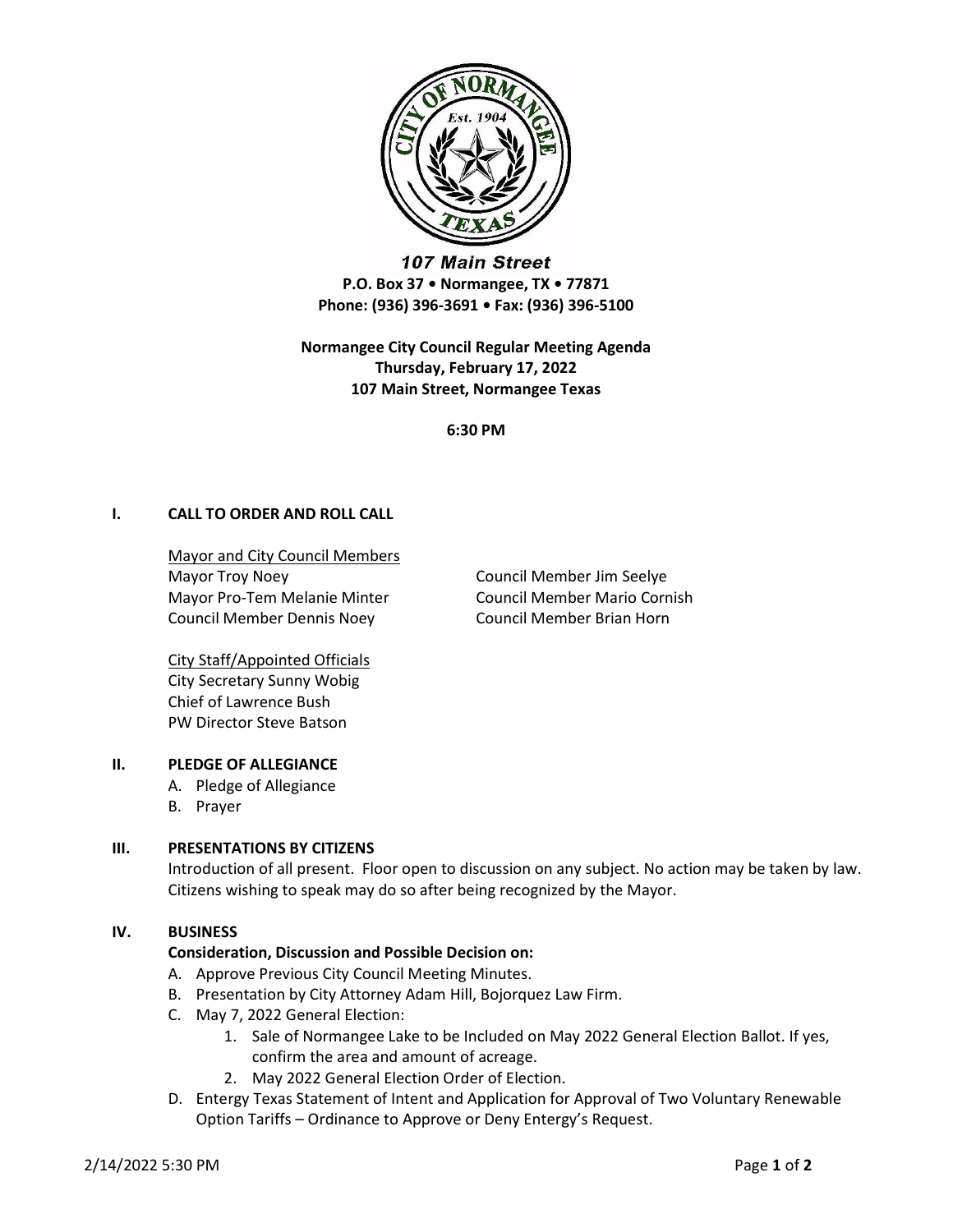107 Main Street
**P.O. Box 37 • Normangee, TX • 77871**
**Phone: (936) 396-3691 • Fax: (936) 396-5100**

**Normangee City Council Regular Meeting Agenda**
**Thursday, February 17, 2022**
**107 Main Street, Normangee Texas**

**6:30 PM**

## I. CALL TO ORDER AND ROLL CALL

Mayor and City Council Members

Mayor Troy Noey
Mayor Pro-Tem Melanie Minter
Council Member Dennis Noey
Council Member Jim Seelye
Council Member Mario Cornish
Council Member Brian Horn

City Staff/Appointed Officials

City Secretary Sunny Wobig
Chief of Lawrence Bush
PW Director Steve Batson

## II. PLEDGE OF ALLEGIANCE

A. Pledge of Allegiance
B. Prayer

## III. PRESENTATIONS BY CITIZENS

Introduction of all present. Floor open to discussion on any subject. No action may be taken by law. Citizens wishing to speak may do so after being recognized by the Mayor.

## IV. BUSINESS

**Consideration, Discussion and Possible Decision on:**

A. Approve Previous City Council Meeting Minutes.
B. Presentation by City Attorney Adam Hill, Bojorquez Law Firm.
C. May 7, 2022 General Election:
   1. Sale of Normangee Lake to be Included on May 2022 General Election Ballot. If yes, confirm the area and amount of acreage.
   2. May 2022 General Election Order of Election.
D. Entergy Texas Statement of Intent and Application for Approval of Two Voluntary Renewable Option Tariffs – Ordinance to Approve or Deny Entergy's Request.

2/14/2022 5:30 PM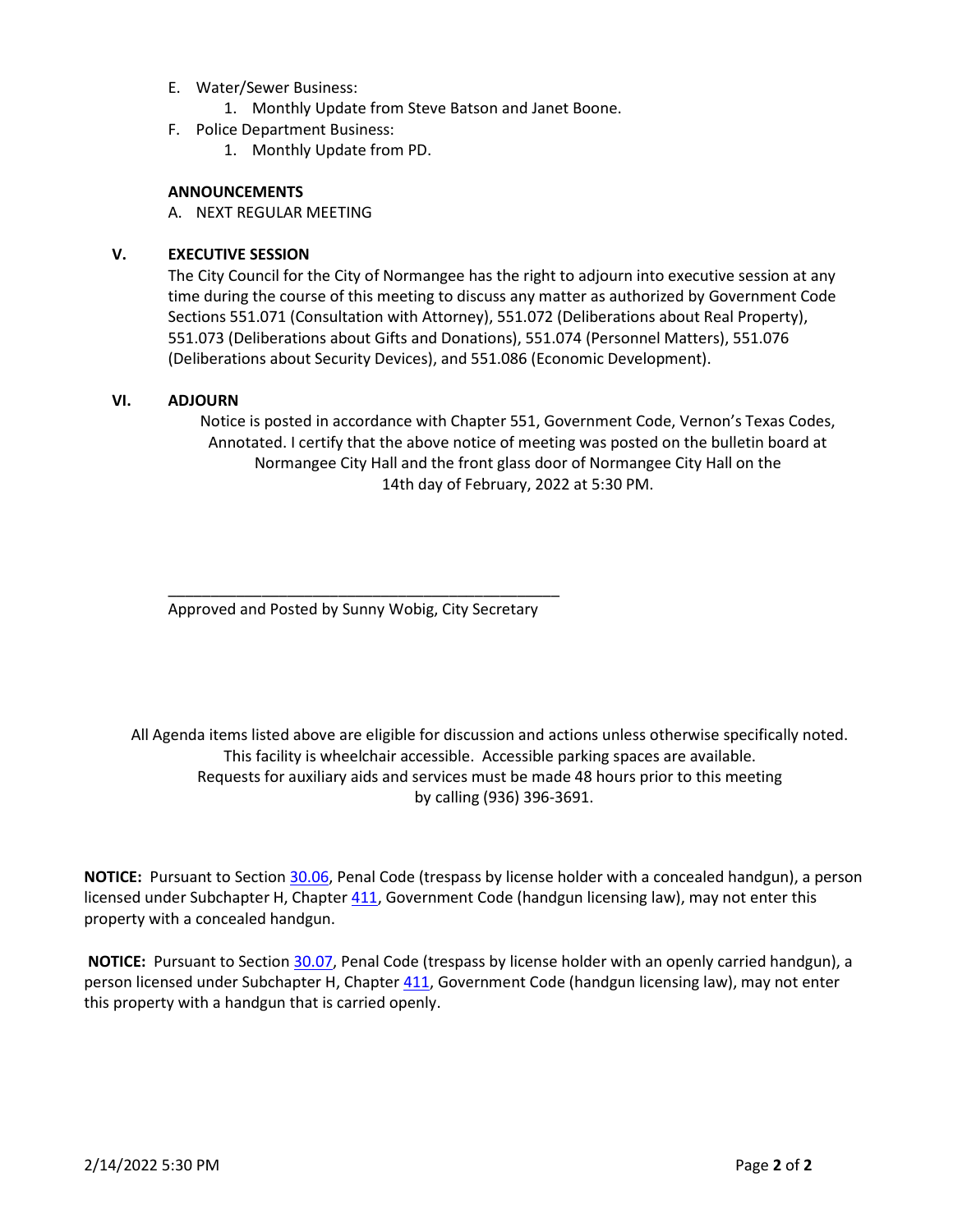E. Water/Sewer Business:
   1. Monthly Update from Steve Batson and Janet Boone.
F. Police Department Business:
   1. Monthly Update from PD.

**ANNOUNCEMENTS**

A. NEXT REGULAR MEETING

## V. EXECUTIVE SESSION

The City Council for the City of Normangee has the right to adjourn into executive session at any time during the course of this meeting to discuss any matter as authorized by Government Code Sections 551.071 (Consultation with Attorney), 551.072 (Deliberations about Real Property), 551.073 (Deliberations about Gifts and Donations), 551.074 (Personnel Matters), 551.076 (Deliberations about Security Devices), and 551.086 (Economic Development).

## VI. ADJOURN

Notice is posted in accordance with Chapter 551, Government Code, Vernon's Texas Codes, Annotated. I certify that the above notice of meeting was posted on the bulletin board at Normangee City Hall and the front glass door of Normangee City Hall on the 14th day of February, 2022 at 5:30 PM.

_______________________________________________

Approved and Posted by Sunny Wobig, City Secretary

All Agenda items listed above are eligible for discussion and actions unless otherwise specifically noted.
This facility is wheelchair accessible. Accessible parking spaces are available.
Requests for auxiliary aids and services must be made 48 hours prior to this meeting by calling (936) 396-3691.

**NOTICE:** Pursuant to Section 30.06, Penal Code (trespass by license holder with a concealed handgun), a person licensed under Subchapter H, Chapter 411, Government Code (handgun licensing law), may not enter this property with a concealed handgun.

**NOTICE:** Pursuant to Section 30.07, Penal Code (trespass by license holder with an openly carried handgun), a person licensed under Subchapter H, Chapter 411, Government Code (handgun licensing law), may not enter this property with a handgun that is carried openly.